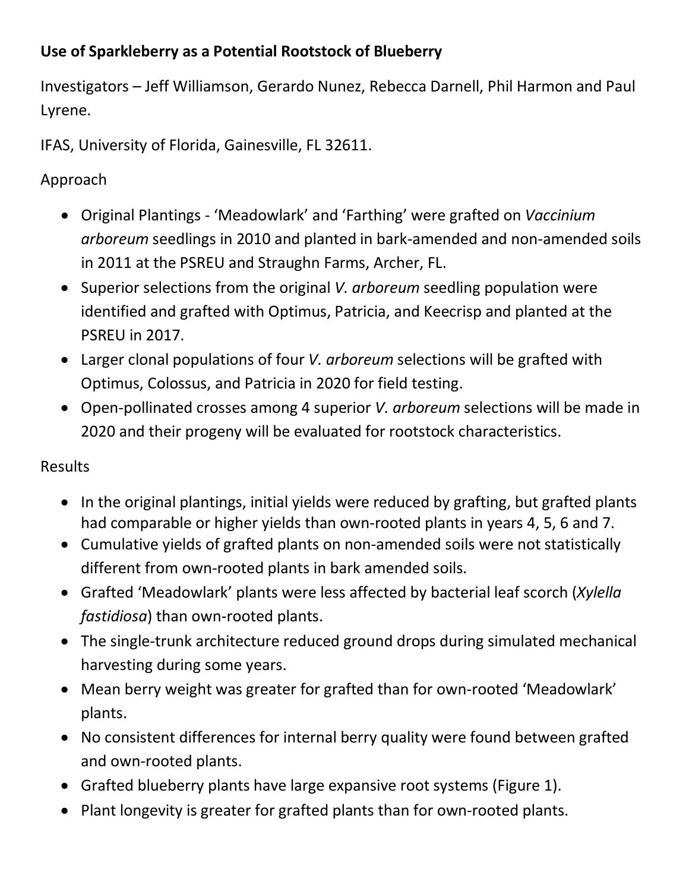**Use of Sparkleberry as a Potential Rootstock of Blueberry**

Investigators – Jeff Williamson, Gerardo Nunez, Rebecca Darnell, Phil Harmon and Paul Lyrene.

IFAS, University of Florida, Gainesville, FL 32611.

Approach

- Original Plantings - 'Meadowlark' and 'Farthing' were grafted on *Vaccinium arboreum* seedlings in 2010 and planted in bark-amended and non-amended soils in 2011 at the PSREU and Straughn Farms, Archer, FL.
- Superior selections from the original *V. arboreum* seedling population were identified and grafted with Optimus, Patricia, and Keecrisp and planted at the PSREU in 2017.
- Larger clonal populations of four *V. arboreum* selections will be grafted with Optimus, Colossus, and Patricia in 2020 for field testing.
- Open-pollinated crosses among 4 superior *V. arboreum* selections will be made in 2020 and their progeny will be evaluated for rootstock characteristics.

Results

- In the original plantings, initial yields were reduced by grafting, but grafted plants had comparable or higher yields than own-rooted plants in years 4, 5, 6 and 7.
- Cumulative yields of grafted plants on non-amended soils were not statistically different from own-rooted plants in bark amended soils.
- Grafted 'Meadowlark' plants were less affected by bacterial leaf scorch (*Xylella fastidiosa*) than own-rooted plants.
- The single-trunk architecture reduced ground drops during simulated mechanical harvesting during some years.
- Mean berry weight was greater for grafted than for own-rooted 'Meadowlark' plants.
- No consistent differences for internal berry quality were found between grafted and own-rooted plants.
- Grafted blueberry plants have large expansive root systems (Figure 1).
- Plant longevity is greater for grafted plants than for own-rooted plants.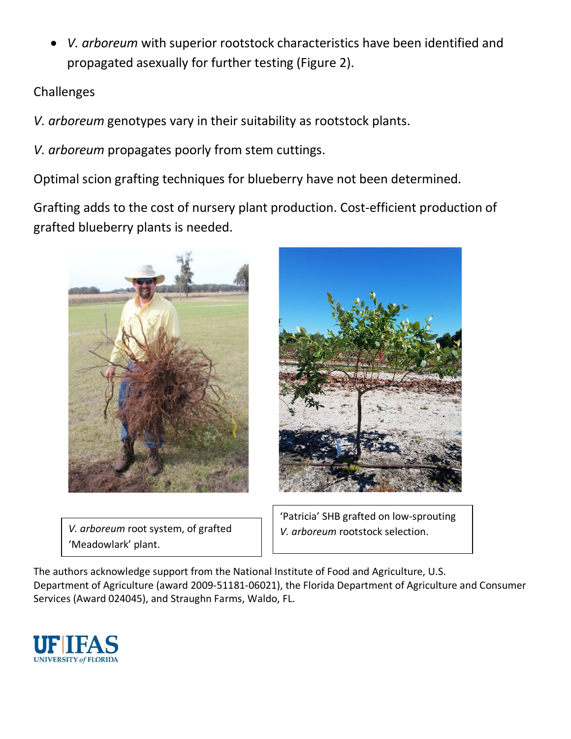- *V. arboreum* with superior rootstock characteristics have been identified and propagated asexually for further testing (Figure 2).

Challenges

*V. arboreum* genotypes vary in their suitability as rootstock plants.

*V. arboreum* propagates poorly from stem cuttings.

Optimal scion grafting techniques for blueberry have not been determined.

Grafting adds to the cost of nursery plant production. Cost-efficient production of grafted blueberry plants is needed.

*V. arboreum* root system, of grafted 'Meadowlark' plant.

'Patricia' SHB grafted on low-sprouting *V. arboreum* rootstock selection.

The authors acknowledge support from the National Institute of Food and Agriculture, U.S. Department of Agriculture (award 2009-51181-06021), the Florida Department of Agriculture and Consumer Services (Award 024045), and Straughn Farms, Waldo, FL.

UF IFAS
UNIVERSITY of FLORIDA